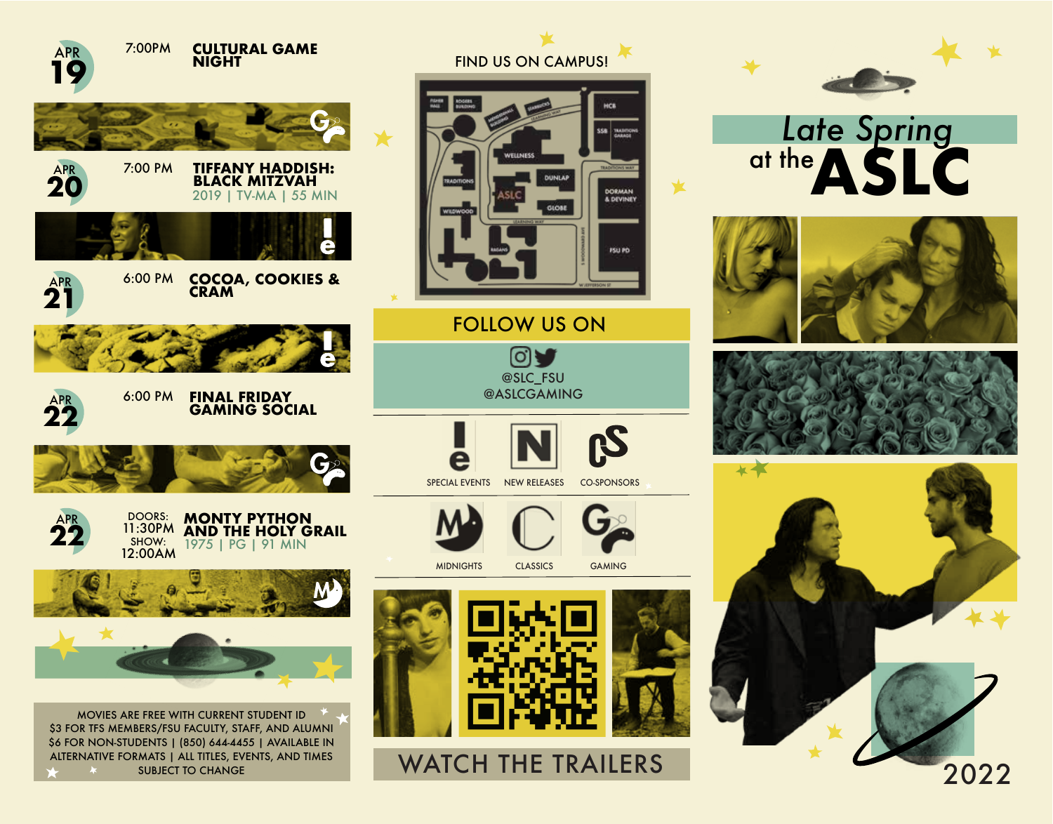# Late Spring at the ASLC

2022

## APR 19

7:00PM

**CULTURAL GAME NIGHT**

## APR 20

7:00 PM

**TIFFANY HADDISH: BLACK MITZVAH**

2019 | TV-MA | 55 MIN

## APR 21

6:00 PM

**COCOA, COOKIES & CRAM**

## APR 22

6:00 PM

**FINAL FRIDAY GAMING SOCIAL**

## APR 22

DOORS: 11:30PM
SHOW: 12:00AM

**MONTY PYTHON AND THE HOLY GRAIL**

1975 | PG | 91 MIN

MOVIES ARE FREE WITH CURRENT STUDENT ID
$3 FOR TFS MEMBERS/FSU FACULTY, STAFF, AND ALUMNI
$6 FOR NON-STUDENTS | (850) 644-4455 | AVAILABLE IN ALTERNATIVE FORMATS | ALL TITLES, EVENTS, AND TIMES SUBJECT TO CHANGE

## FIND US ON CAMPUS!

FISHER HALL, ROGERS BUILDING, MENDENHALL BUILDING, STARBUCKS, LEARNING WAY, HCB, SSB, TRADITIONS GARAGE, WELLNESS, TRADITIONS, ASLC, DUNLAP, TRADITIONS WAY, DORMAN & DEVINEY, GLOBE, WILDWOOD, LEARNING WAY, RAGANS, S WOODWARD AVE, FSU PD, W JEFFERSON ST

## FOLLOW US ON

@SLC_FSU
@ASLCGAMING

SPECIAL EVENTS | NEW RELEASES | CO-SPONSORS
MIDNIGHTS | CLASSICS | GAMING

## WATCH THE TRAILERS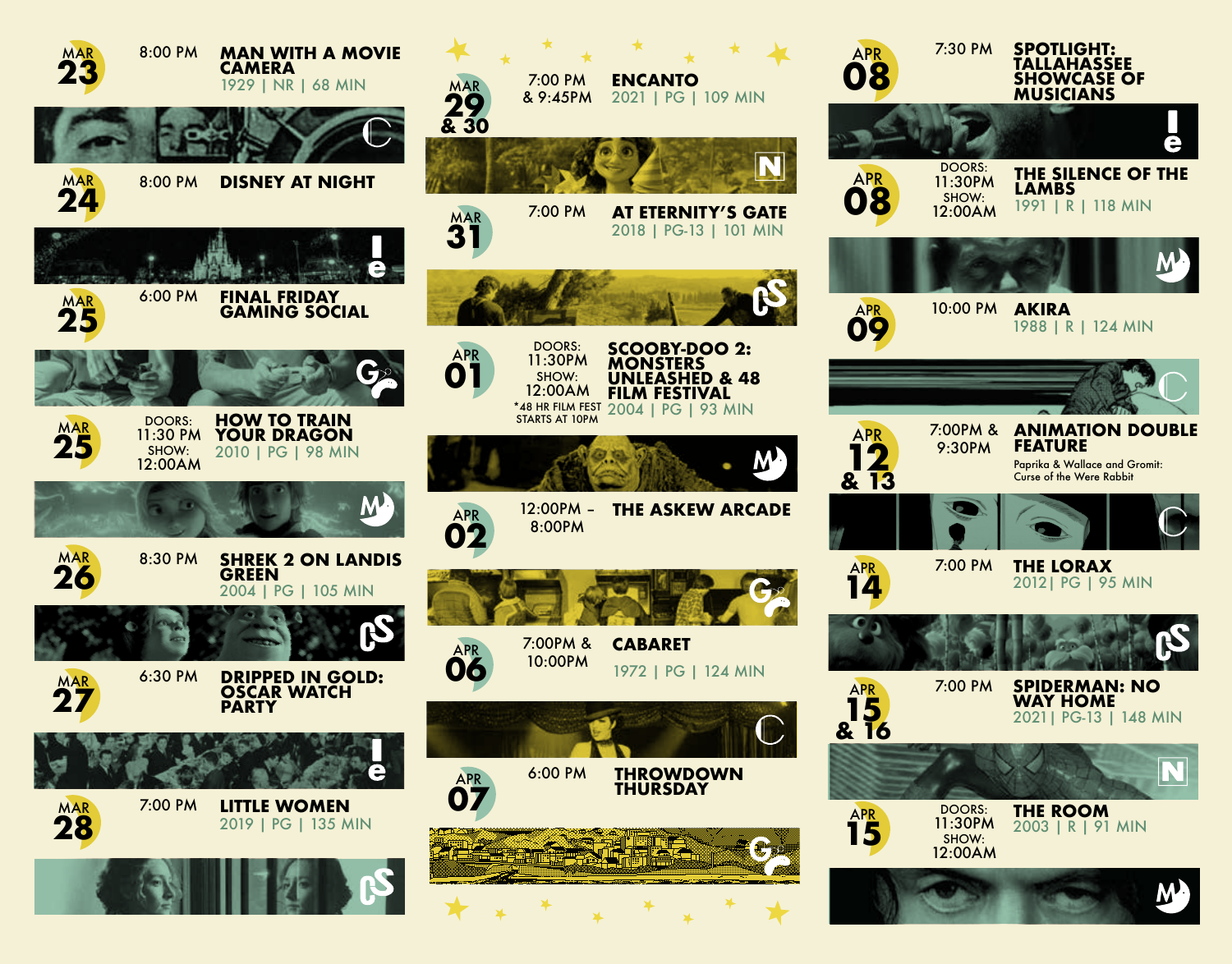**MAR 23** — 8:00 PM
**MAN WITH A MOVIE CAMERA**
1929 | NR | 68 MIN

**MAR 24** — 8:00 PM
**DISNEY AT NIGHT**

**MAR 25** — 6:00 PM
**FINAL FRIDAY GAMING SOCIAL**

**MAR 25** — DOORS: 11:30 PM SHOW: 12:00AM
**HOW TO TRAIN YOUR DRAGON**
2010 | PG | 98 MIN

**MAR 26** — 8:30 PM
**SHREK 2 ON LANDIS GREEN**
2004 | PG | 105 MIN

**MAR 27** — 6:30 PM
**DRIPPED IN GOLD: OSCAR WATCH PARTY**

**MAR 28** — 7:00 PM
**LITTLE WOMEN**
2019 | PG | 135 MIN

**MAR 29 & 30** — 7:00 PM & 9:45PM
**ENCANTO**
2021 | PG | 109 MIN

**MAR 31** — 7:00 PM
**AT ETERNITY'S GATE**
2018 | PG-13 | 101 MIN

**APR 01** — DOORS: 11:30PM SHOW: 12:00AM
*48 HR FILM FEST STARTS AT 10PM
**SCOOBY-DOO 2: MONSTERS UNLEASHED & 48 FILM FESTIVAL**
2004 | PG | 93 MIN

**APR 02** — 12:00PM – 8:00PM
**THE ASKEW ARCADE**

**APR 06** — 7:00PM & 10:00PM
**CABARET**
1972 | PG | 124 MIN

**APR 07** — 6:00 PM
**THROWDOWN THURSDAY**

**APR 08** — 7:30 PM
**SPOTLIGHT: TALLAHASSEE SHOWCASE OF MUSICIANS**

**APR 08** — DOORS: 11:30PM SHOW: 12:00AM
**THE SILENCE OF THE LAMBS**
1991 | R | 118 MIN

**APR 09** — 10:00 PM
**AKIRA**
1988 | R | 124 MIN

**APR 12 & 13** — 7:00PM & 9:30PM
**ANIMATION DOUBLE FEATURE**
Paprika & Wallace and Gromit: Curse of the Were Rabbit

**APR 14** — 7:00 PM
**THE LORAX**
2012| PG | 95 MIN

**APR 15 & 16** — 7:00 PM
**SPIDERMAN: NO WAY HOME**
2021| PG-13 | 148 MIN

**APR 15** — DOORS: 11:30PM SHOW: 12:00AM
**THE ROOM**
2003 | R | 91 MIN